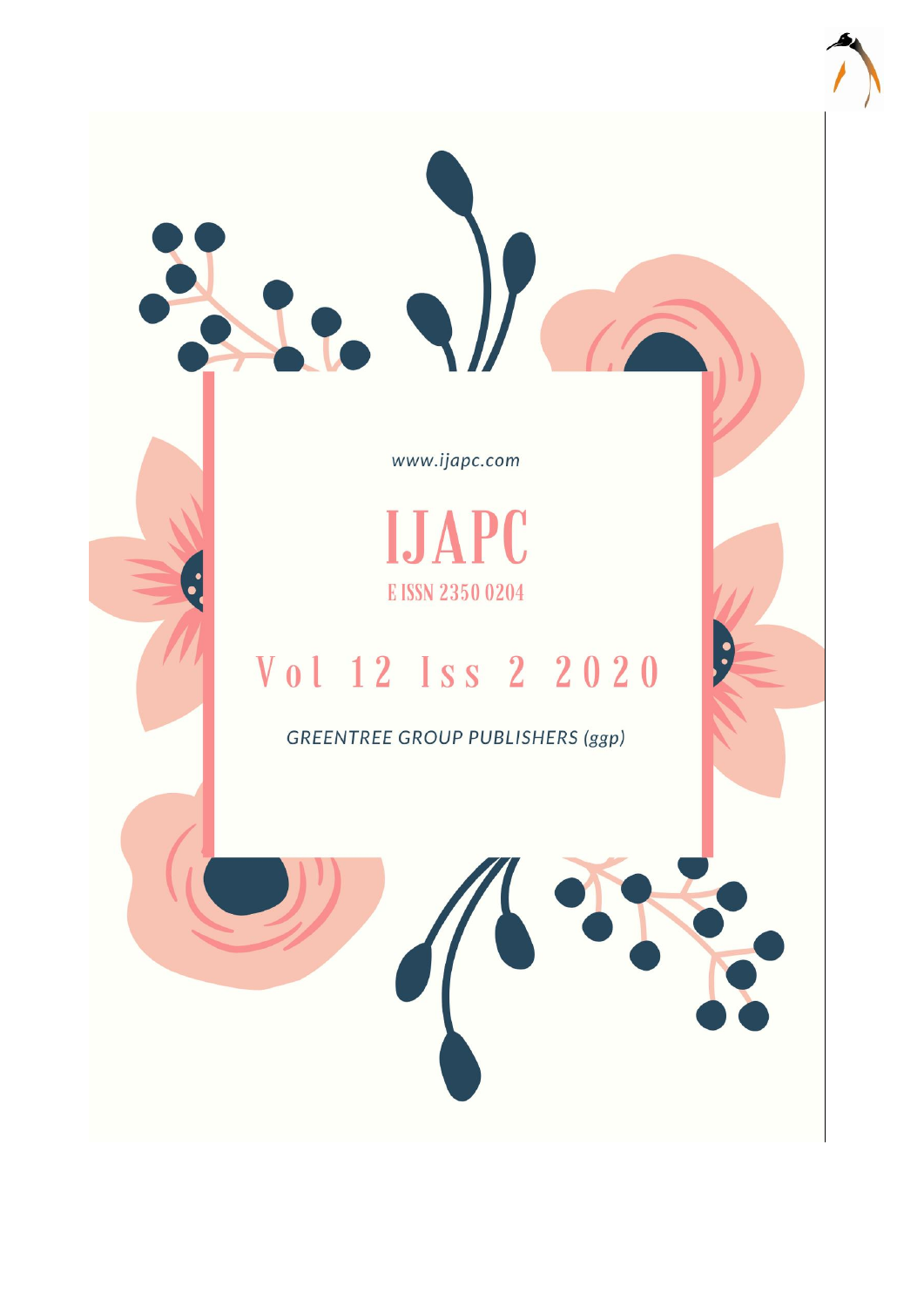www.ijapc.com

# IJAPC

E ISSN 2350 0204

## Vol 12 Iss 2 2020

GREENTREE GROUP PUBLISHERS (ggp)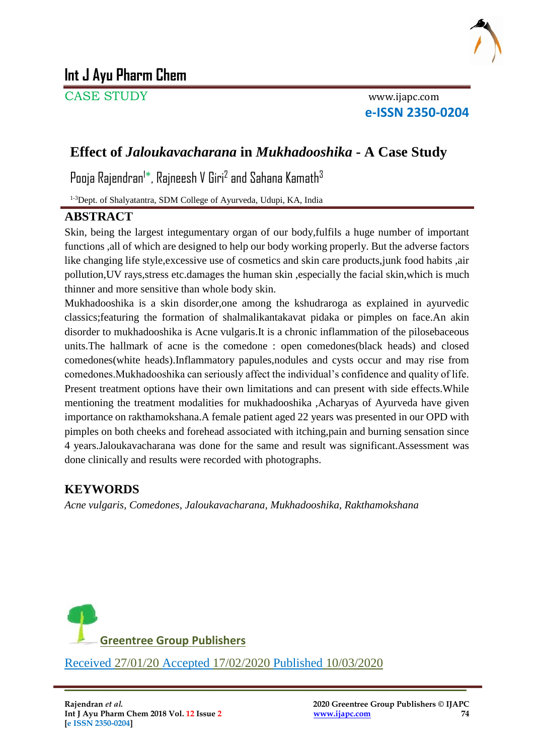# Effect of *Jaloukavacharana* in *Mukhadooshika* - A Case Study

Pooja Rajendran[1]*, Rajneesh V Giri[2] and Sahana Kamath[3]

[1-3]Dept. of Shalyatantra, SDM College of Ayurveda, Udupi, KA, India

## ABSTRACT

Skin, being the largest integumentary organ of our body,fulfils a huge number of important functions ,all of which are designed to help our body working properly. But the adverse factors like changing life style,excessive use of cosmetics and skin care products,junk food habits ,air pollution,UV rays,stress etc.damages the human skin ,especially the facial skin,which is much thinner and more sensitive than whole body skin.

Mukhadooshika is a skin disorder,one among the kshudraroga as explained in ayurvedic classics;featuring the formation of shalmalikantakavat pidaka or pimples on face.An akin disorder to mukhadooshika is Acne vulgaris.It is a chronic inflammation of the pilosebaceous units.The hallmark of acne is the comedone : open comedones(black heads) and closed comedones(white heads).Inflammatory papules,nodules and cysts occur and may rise from comedones.Mukhadooshika can seriously affect the individual's confidence and quality of life. Present treatment options have their own limitations and can present with side effects.While mentioning the treatment modalities for mukhadooshika ,Acharyas of Ayurveda have given importance on rakthamokshana.A female patient aged 22 years was presented in our OPD with pimples on both cheeks and forehead associated with itching,pain and burning sensation since 4 years.Jaloukavacharana was done for the same and result was significant.Assessment was done clinically and results were recorded with photographs.

## KEYWORDS

*Acne vulgaris, Comedones, Jaloukavacharana, Mukhadooshika, Rakthamokshana*

Greentree Group Publishers

Received 27/01/20 Accepted 17/02/2020 Published 10/03/2020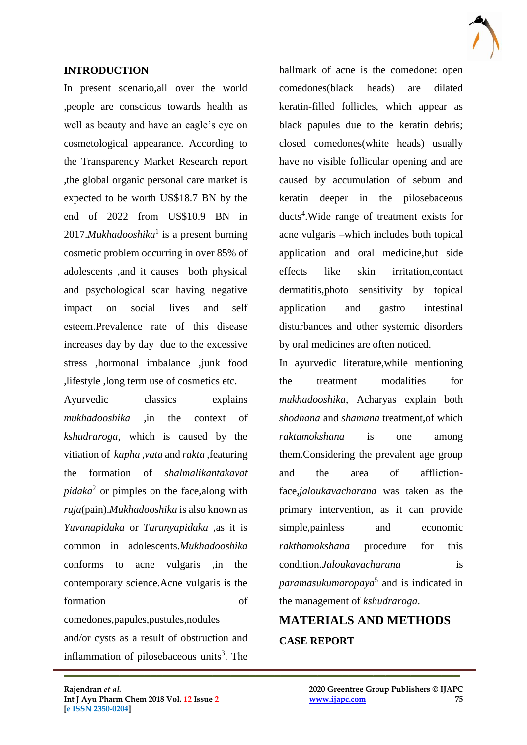## INTRODUCTION

In present scenario,all over the world ,people are conscious towards health as well as beauty and have an eagle's eye on cosmetological appearance. According to the Transparency Market Research report ,the global organic personal care market is expected to be worth US$18.7 BN by the end of 2022 from US$10.9 BN in 2017.*Mukhadooshika*[1] is a present burning cosmetic problem occurring in over 85% of adolescents ,and it causes both physical and psychological scar having negative impact on social lives and self esteem.Prevalence rate of this disease increases day by day due to the excessive stress ,hormonal imbalance ,junk food ,lifestyle ,long term use of cosmetics etc.

Ayurvedic classics explains *mukhadooshika* ,in the context of *kshudraroga*, which is caused by the vitiation of *kapha* ,*vata* and *rakta* ,featuring the formation of *shalmalikantakavat pidaka*[2] or pimples on the face,along with *ruja*(pain).*Mukhadooshika* is also known as *Yuvanapidaka* or *Tarunyapidaka* ,as it is common in adolescents.*Mukhadooshika* conforms to acne vulgaris ,in the contemporary science.Acne vulgaris is the formation of comedones,papules,pustules,nodules and/or cysts as a result of obstruction and inflammation of pilosebaceous units[3]. The hallmark of acne is the comedone: open comedones(black heads) are dilated keratin-filled follicles, which appear as black papules due to the keratin debris; closed comedones(white heads) usually have no visible follicular opening and are caused by accumulation of sebum and keratin deeper in the pilosebaceous ducts[4].Wide range of treatment exists for acne vulgaris –which includes both topical application and oral medicine,but side effects like skin irritation,contact dermatitis,photo sensitivity by topical application and gastro intestinal disturbances and other systemic disorders by oral medicines are often noticed.

In ayurvedic literature,while mentioning the treatment modalities for *mukhadooshika*, Acharyas explain both *shodhana* and *shamana* treatment,of which *raktamokshana* is one among them.Considering the prevalent age group and the area of affliction-face,*jaloukavacharana* was taken as the primary intervention, as it can provide simple,painless and economic *rakthamokshana* procedure for this condition.*Jaloukavacharana* is *paramasukumaropaya*[5] and is indicated in the management of *kshudraroga*.

## MATERIALS AND METHODS

### CASE REPORT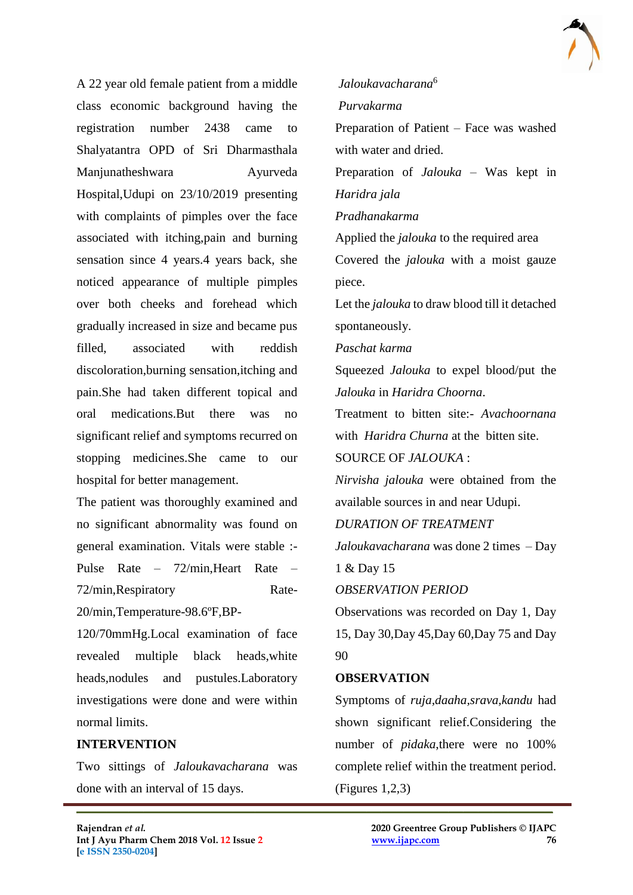A 22 year old female patient from a middle class economic background having the registration number 2438 came to Shalyatantra OPD of Sri Dharmasthala Manjunatheshwara Ayurveda Hospital,Udupi on 23/10/2019 presenting with complaints of pimples over the face associated with itching,pain and burning sensation since 4 years.4 years back, she noticed appearance of multiple pimples over both cheeks and forehead which gradually increased in size and became pus filled, associated with reddish discoloration,burning sensation,itching and pain.She had taken different topical and oral medications.But there was no significant relief and symptoms recurred on stopping medicines.She came to our hospital for better management.

The patient was thoroughly examined and no significant abnormality was found on general examination. Vitals were stable :- Pulse Rate – 72/min,Heart Rate – 72/min,Respiratory Rate-20/min,Temperature-98.6ºF,BP-120/70mmHg.Local examination of face revealed multiple black heads,white heads,nodules and pustules.Laboratory investigations were done and were within normal limits.

**INTERVENTION**

Two sittings of *Jaloukavacharana* was done with an interval of 15 days.

*Jaloukavacharana*[6]

*Purvakarma*

Preparation of Patient – Face was washed with water and dried.

Preparation of *Jalouka* – Was kept in *Haridra jala*

*Pradhanakarma*

Applied the *jalouka* to the required area

Covered the *jalouka* with a moist gauze piece.

Let the *jalouka* to draw blood till it detached spontaneously.

*Paschat karma*

Squeezed *Jalouka* to expel blood/put the *Jalouka* in *Haridra Choorna*.

Treatment to bitten site:- *Avachoornana* with *Haridra Churna* at the bitten site.

SOURCE OF *JALOUKA* :

*Nirvisha jalouka* were obtained from the available sources in and near Udupi.

*DURATION OF TREATMENT*

*Jaloukavacharana* was done 2 times – Day 1 & Day 15

*OBSERVATION PERIOD*

Observations was recorded on Day 1, Day 15, Day 30,Day 45,Day 60,Day 75 and Day 90

**OBSERVATION**

Symptoms of *ruja*,*daaha*,*srava*,*kandu* had shown significant relief.Considering the number of *pidaka*,there were no 100% complete relief within the treatment period.(Figures 1,2,3)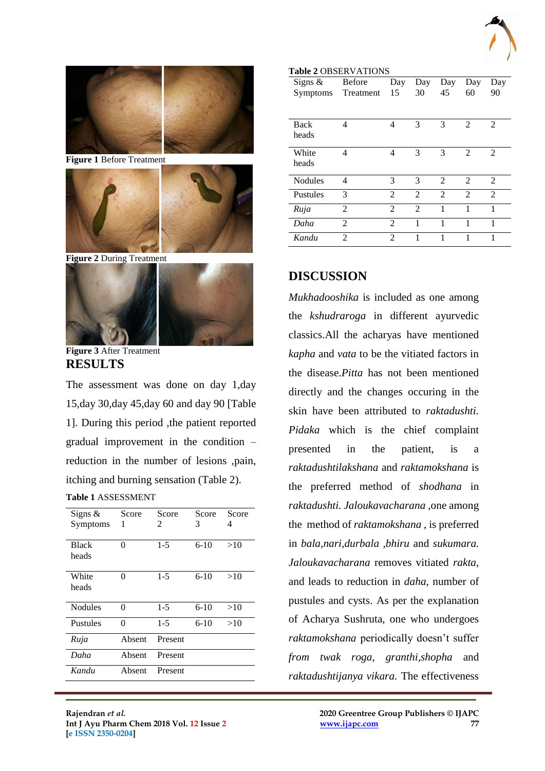Figure 1 Before Treatment

Figure 2 During Treatment

Figure 3 After Treatment

## RESULTS

The assessment was done on day 1,day 15,day 30,day 45,day 60 and day 90 [Table 1]. During this period ,the patient reported gradual improvement in the condition – reduction in the number of lesions ,pain, itching and burning sensation (Table 2).

**Table 1** ASSESSMENT

| Signs & Symptoms | Score 1 | Score 2 | Score 3 | Score 4 |
|---|---|---|---|---|
| Black heads | 0 | 1-5 | 6-10 | >10 |
| White heads | 0 | 1-5 | 6-10 | >10 |
| Nodules | 0 | 1-5 | 6-10 | >10 |
| Pustules | 0 | 1-5 | 6-10 | >10 |
| *Ruja* | Absent | Present | | |
| *Daha* | Absent | Present | | |
| *Kandu* | Absent | Present | | |

**Table 2** OBSERVATIONS

| Signs & Symptoms | Before Treatment | Day 15 | Day 30 | Day 45 | Day 60 | Day 90 |
|---|---|---|---|---|---|---|
| Back heads | 4 | 4 | 3 | 3 | 2 | 2 |
| White heads | 4 | 4 | 3 | 3 | 2 | 2 |
| Nodules | 4 | 3 | 3 | 2 | 2 | 2 |
| Pustules | 3 | 2 | 2 | 2 | 2 | 2 |
| *Ruja* | 2 | 2 | 2 | 1 | 1 | 1 |
| *Daha* | 2 | 2 | 1 | 1 | 1 | 1 |
| *Kandu* | 2 | 2 | 1 | 1 | 1 | 1 |

## DISCUSSION

*Mukhadooshika* is included as one among the *kshudraroga* in different ayurvedic classics.All the acharyas have mentioned *kapha* and *vata* to be the vitiated factors in the disease.*Pitta* has not been mentioned directly and the changes occuring in the skin have been attributed to *raktadushti. Pidaka* which is the chief complaint presented in the patient, is a *raktadushtilakshana* and *raktamokshana* is the preferred method of *shodhana* in *raktadushti. Jaloukavacharana* ,one among the method of *raktamokshana* , is preferred in *bala,nari,durbala ,bhiru* and *sukumara. Jaloukavacharana* removes vitiated *rakta*, and leads to reduction in *daha*, number of pustules and cysts. As per the explanation of Acharya Sushruta, one who undergoes *raktamokshana* periodically doesn't suffer *from twak roga, granthi,shopha* and *raktadushtijanya vikara.* The effectiveness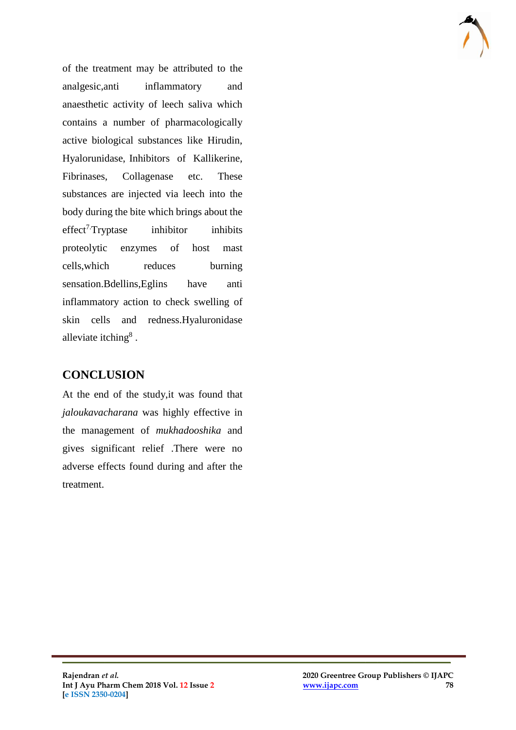of the treatment may be attributed to the analgesic,anti inflammatory and anaesthetic activity of leech saliva which contains a number of pharmacologically active biological substances like Hirudin, Hyalorunidase, Inhibitors of Kallikerine, Fibrinases, Collagenase etc. These substances are injected via leech into the body during the bite which brings about the effect[7].Tryptase inhibitor inhibits proteolytic enzymes of host mast cells,which reduces burning sensation.Bdellins,Eglins have anti inflammatory action to check swelling of skin cells and redness.Hyaluronidase alleviate itching[8] .

## CONCLUSION

At the end of the study,it was found that *jaloukavacharana* was highly effective in the management of *mukhadooshika* and gives significant relief .There were no adverse effects found during and after the treatment.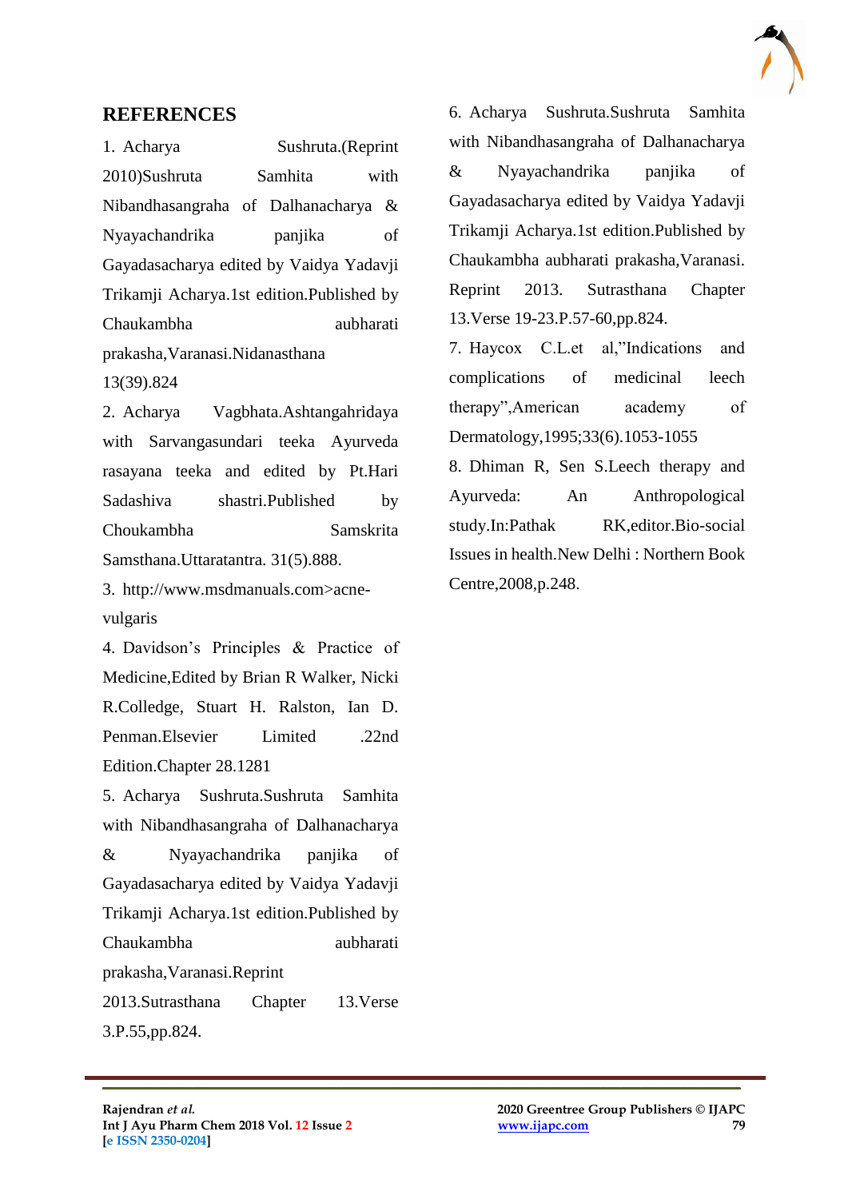## REFERENCES

1. Acharya Sushruta.(Reprint 2010)Sushruta Samhita with Nibandhasangraha of Dalhanacharya & Nyayachandrika panjika of Gayadasacharya edited by Vaidya Yadavji Trikamji Acharya.1st edition.Published by Chaukambha aubharati prakasha,Varanasi.Nidanasthana 13(39).824
2. Acharya Vagbhata.Ashtangahridaya with Sarvangasundari teeka Ayurveda rasayana teeka and edited by Pt.Hari Sadashiva shastri.Published by Choukambha Samskrita Samsthana.Uttaratantra. 31(5).888.
3. http://www.msdmanuals.com>acne-vulgaris
4. Davidson's Principles & Practice of Medicine,Edited by Brian R Walker, Nicki R.Colledge, Stuart H. Ralston, Ian D. Penman.Elsevier Limited .22nd Edition.Chapter 28.1281
5. Acharya Sushruta.Sushruta Samhita with Nibandhasangraha of Dalhanacharya & Nyayachandrika panjika of Gayadasacharya edited by Vaidya Yadavji Trikamji Acharya.1st edition.Published by Chaukambha aubharati prakasha,Varanasi.Reprint 2013.Sutrasthana Chapter 13.Verse 3.P.55,pp.824.
6. Acharya Sushruta.Sushruta Samhita with Nibandhasangraha of Dalhanacharya & Nyayachandrika panjika of Gayadasacharya edited by Vaidya Yadavji Trikamji Acharya.1st edition.Published by Chaukambha aubharati prakasha,Varanasi. Reprint 2013. Sutrasthana Chapter 13.Verse 19-23.P.57-60,pp.824.
7. Haycox C.L.et al,"Indications and complications of medicinal leech therapy",American academy of Dermatology,1995;33(6).1053-1055
8. Dhiman R, Sen S.Leech therapy and Ayurveda: An Anthropological study.In:Pathak RK,editor.Bio-social Issues in health.New Delhi : Northern Book Centre,2008,p.248.